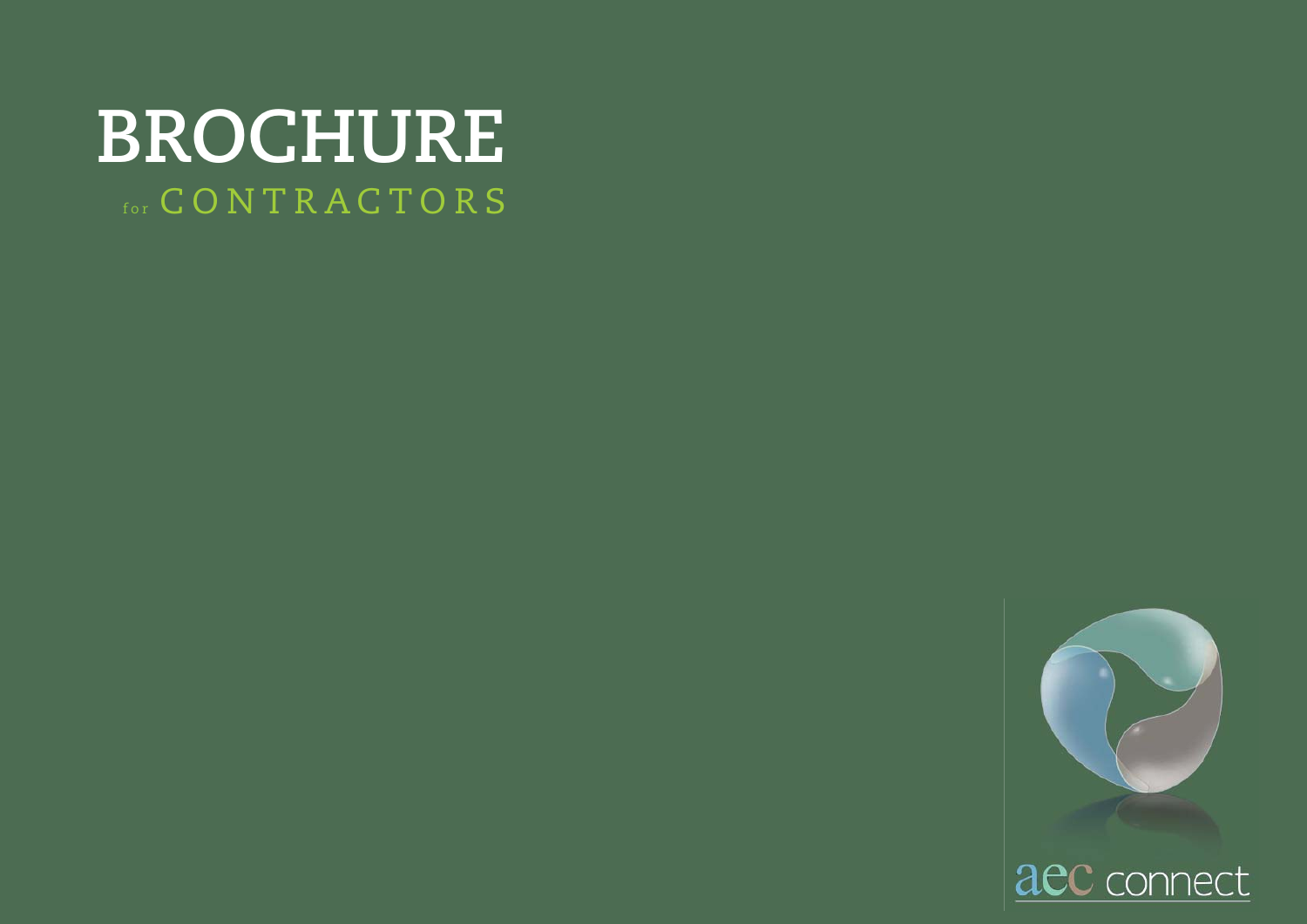# BROCHURE

for CONTRACTORS

aec connect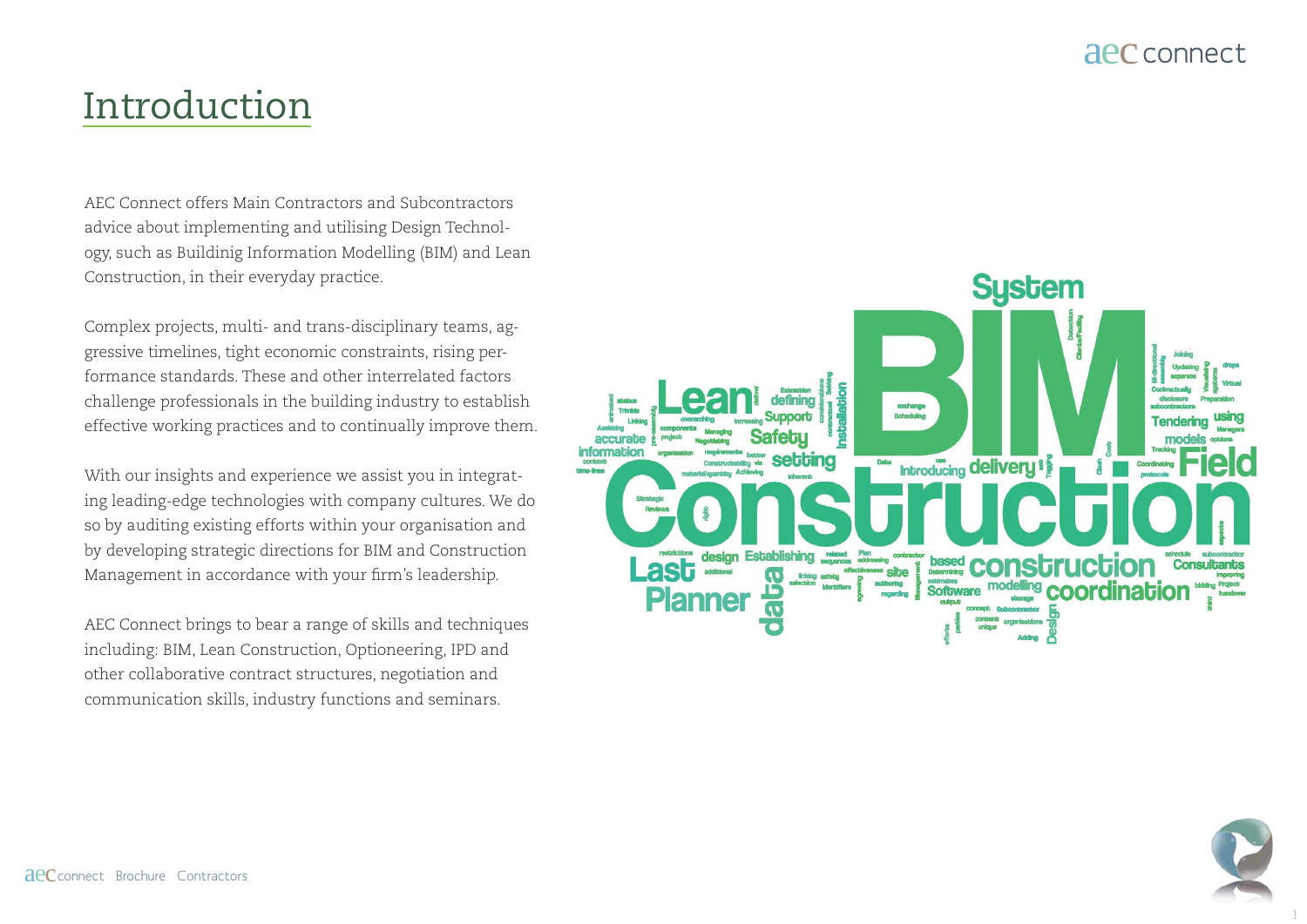# Introduction

AEC Connect offers Main Contractors and Subcontractors advice about implementing and utilising Design Technology, such as Buildinig Information Modelling (BIM) and Lean Construction, in their everyday practice.

Complex projects, multi- and trans-disciplinary teams, aggressive timelines, tight economic constraints, rising performance standards. These and other interrelated factors challenge professionals in the building industry to establish effective working practices and to continually improve them.

With our insights and experience we assist you in integrating leading-edge technologies with company cultures. We do so by auditing existing efforts within your organisation and by developing strategic directions for BIM and Construction Management in accordance with your firm's leadership.

AEC Connect brings to bear a range of skills and techniques including: BIM, Lean Construction, Optioneering, IPD and other collaborative contract structures, negotiation and communication skills, industry functions and seminars.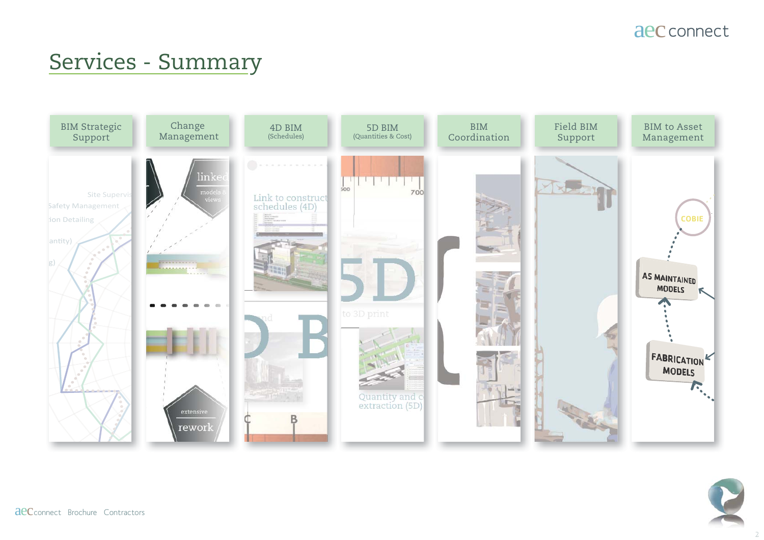# Services - Summary

- BIM Strategic Support
- Change Management
- 4D BIM (Schedules)
- 5D BIM (Quantities & Cost)
- BIM Coordination
- Field BIM Support
- BIM to Asset Management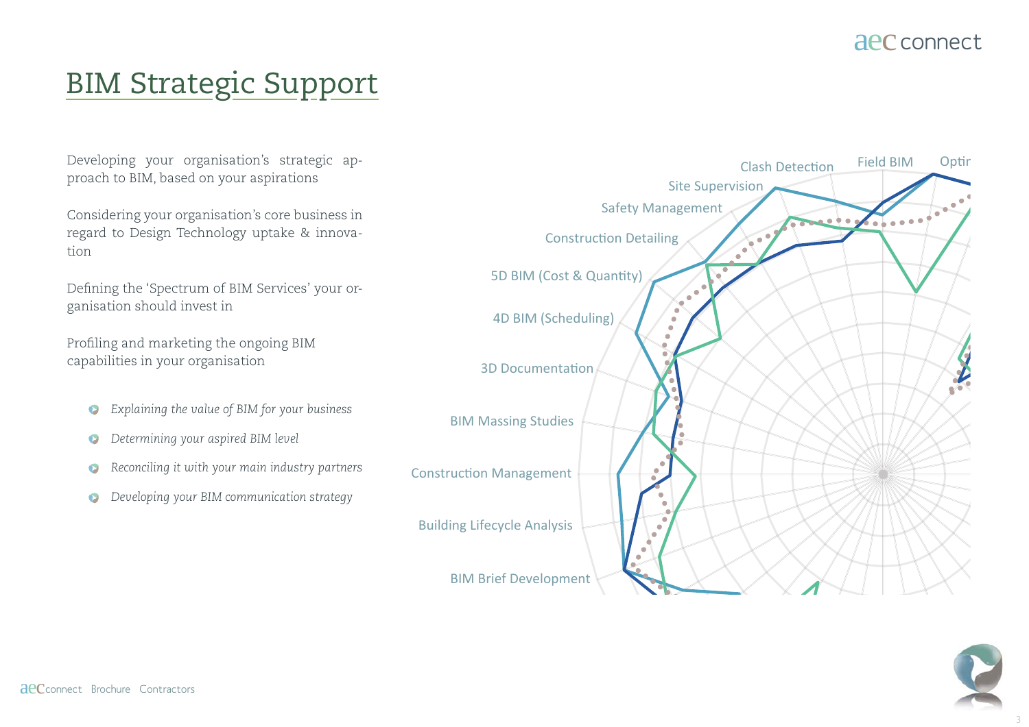# BIM Strategic Support

Developing your organisation's strategic approach to BIM, based on your aspirations

Considering your organisation's core business in regard to Design Technology uptake & innovation

Defining the 'Spectrum of BIM Services' your organisation should invest in

Profiling and marketing the ongoing BIM capabilities in your organisation

- *Explaining the value of BIM for your business*
- *Determining your aspired BIM level*
- *Reconciling it with your main industry partners*
- *Developing your BIM communication strategy*

Clash Detection
Field BIM
Optir
Site Supervision
Safety Management
Construction Detailing
5D BIM (Cost & Quantity)
4D BIM (Scheduling)
3D Documentation
BIM Massing Studies
Construction Management
Building Lifecycle Analysis
BIM Brief Development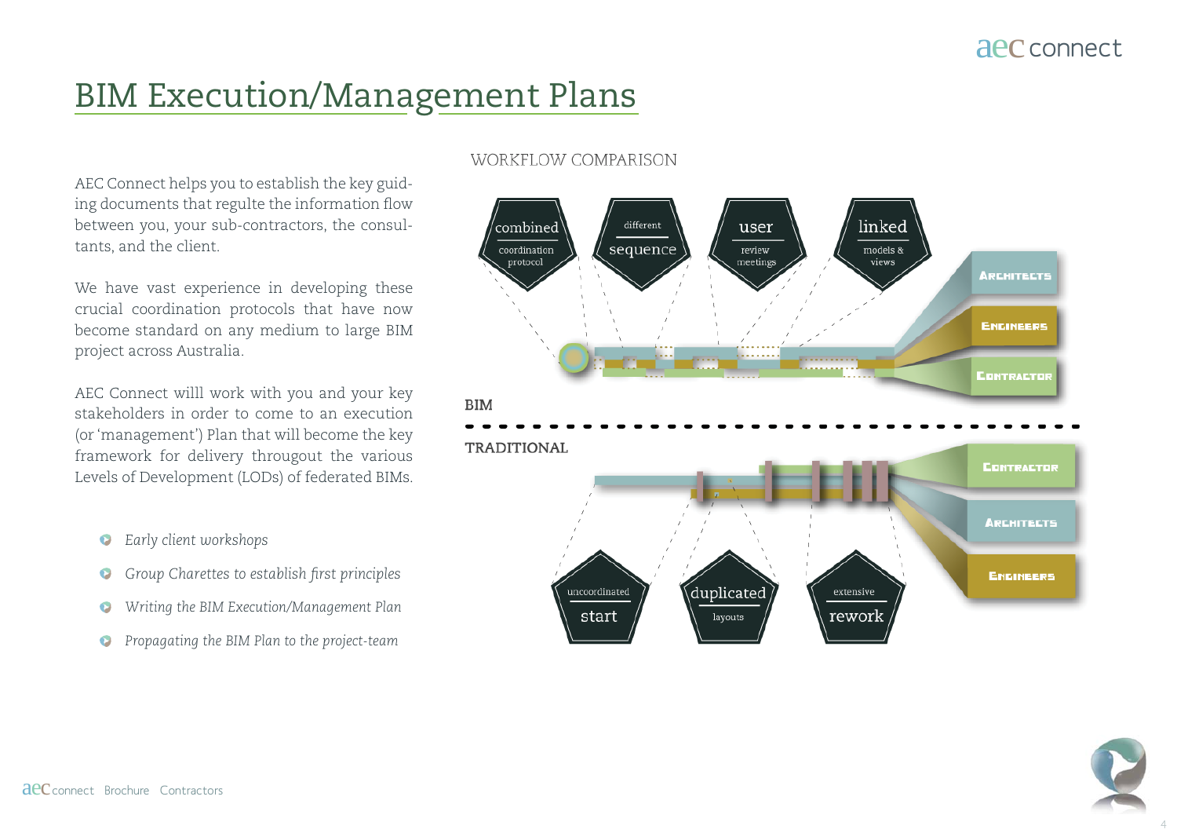# BIM Execution/Management Plans

AEC Connect helps you to establish the key guiding documents that regulte the information flow between you, your sub-contractors, the consultants, and the client.

We have vast experience in developing these crucial coordination protocols that have now become standard on any medium to large BIM project across Australia.

AEC Connect willl work with you and your key stakeholders in order to come to an execution (or 'management') Plan that will become the key framework for delivery througout the various Levels of Development (LODs) of federated BIMs.

- *Early client workshops*
- *Group Charettes to establish first principles*
- *Writing the BIM Execution/Management Plan*
- *Propagating the BIM Plan to the project-team*

WORKFLOW COMPARISON

BIM

- combined coordination protocol
- different sequence
- user review meetings
- linked models & views

ARCHITECTS · ENGINEERS · CONTRACTOR

TRADITIONAL

- uncoordinated start
- duplicated layouts
- extensive rework

CONTRACTOR · ARCHITECTS · ENGINEERS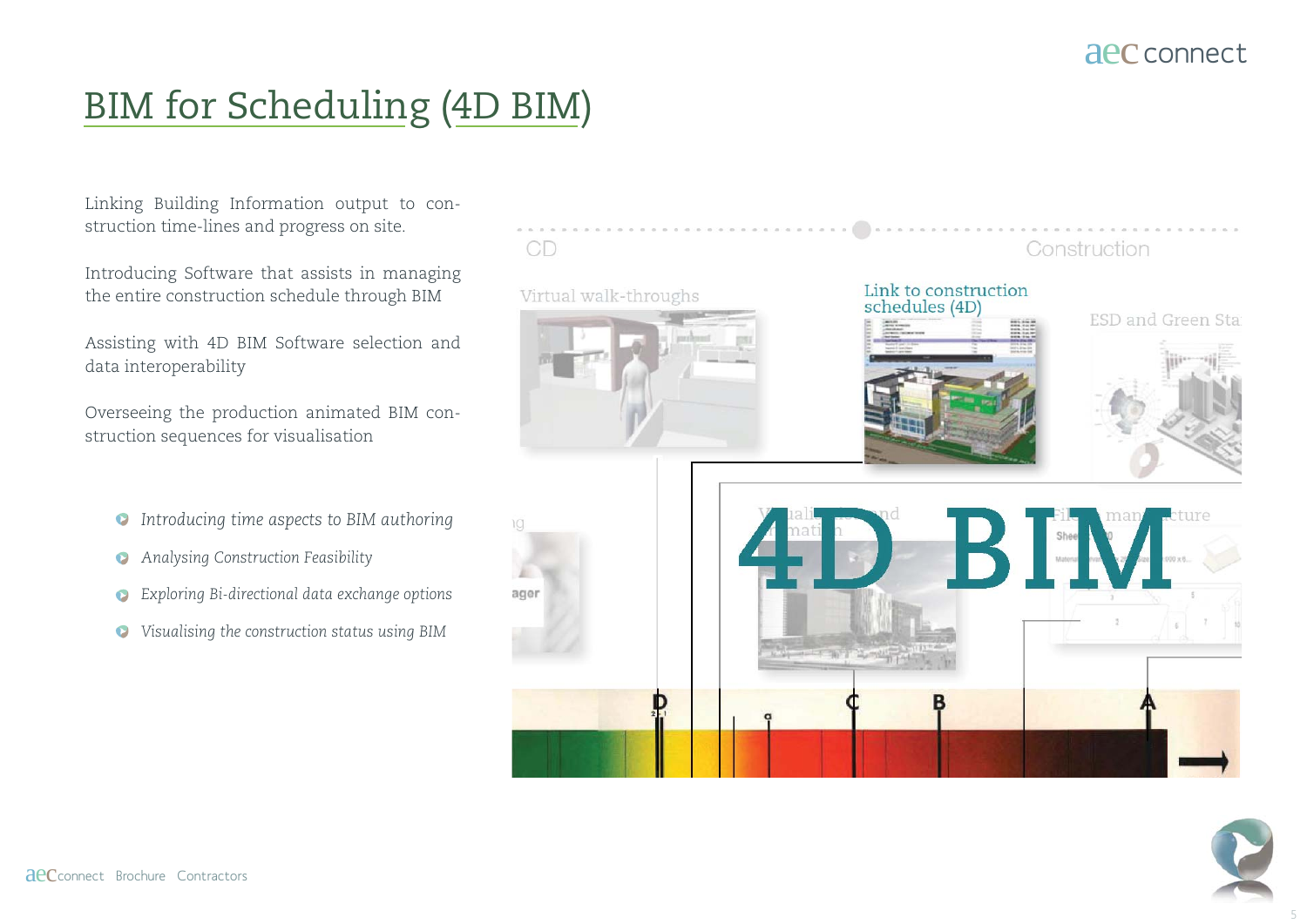# BIM for Scheduling (4D BIM)

Linking Building Information output to construction time-lines and progress on site.

Introducing Software that assists in managing the entire construction schedule through BIM

Assisting with 4D BIM Software selection and data interoperability

Overseeing the production animated BIM construction sequences for visualisation

- *Introducing time aspects to BIM authoring*
- *Analysing Construction Feasibility*
- *Exploring Bi-directional data exchange options*
- *Visualising the construction status using BIM*

CD

Construction

Virtual walk-throughs

Link to construction schedules (4D)

ESD and Green Sta

4D BIM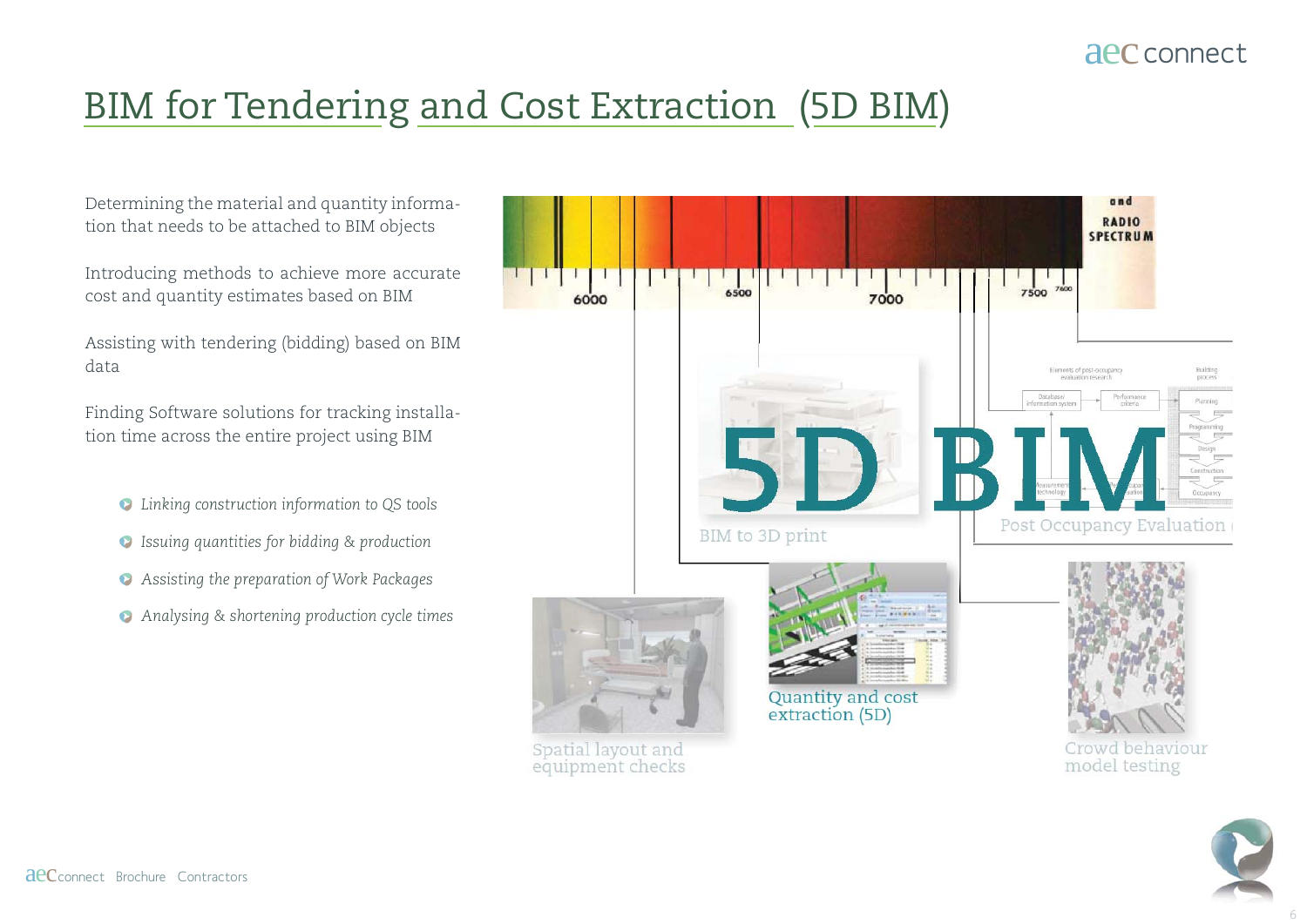# BIM for Tendering and Cost Extraction (5D BIM)

Determining the material and quantity information that needs to be attached to BIM objects

Introducing methods to achieve more accurate cost and quantity estimates based on BIM

Assisting with tendering (bidding) based on BIM data

Finding Software solutions for tracking installation time across the entire project using BIM

- *Linking construction information to QS tools*
- *Issuing quantities for bidding & production*
- *Assisting the preparation of Work Packages*
- *Analysing & shortening production cycle times*

5D BIM

BIM to 3D print

Post Occupancy Evaluation

Quantity and cost extraction (5D)

Spatial layout and equipment checks

Crowd behaviour model testing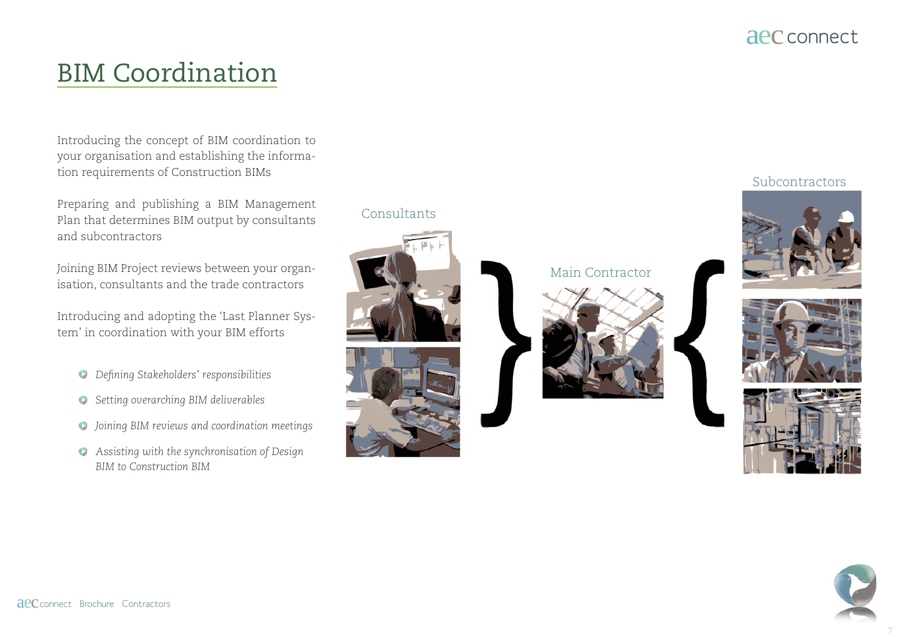# BIM Coordination

Introducing the concept of BIM coordination to your organisation and establishing the information requirements of Construction BIMs

Preparing and publishing a BIM Management Plan that determines BIM output by consultants and subcontractors

Joining BIM Project reviews between your organisation, consultants and the trade contractors

Introducing and adopting the 'Last Planner System' in coordination with your BIM efforts

- *Defining Stakeholders' responsibilities*
- *Setting overarching BIM deliverables*
- *Joining BIM reviews and coordination meetings*
- *Assisting with the synchronisation of Design BIM to Construction BIM*

Consultants

Main Contractor

Subcontractors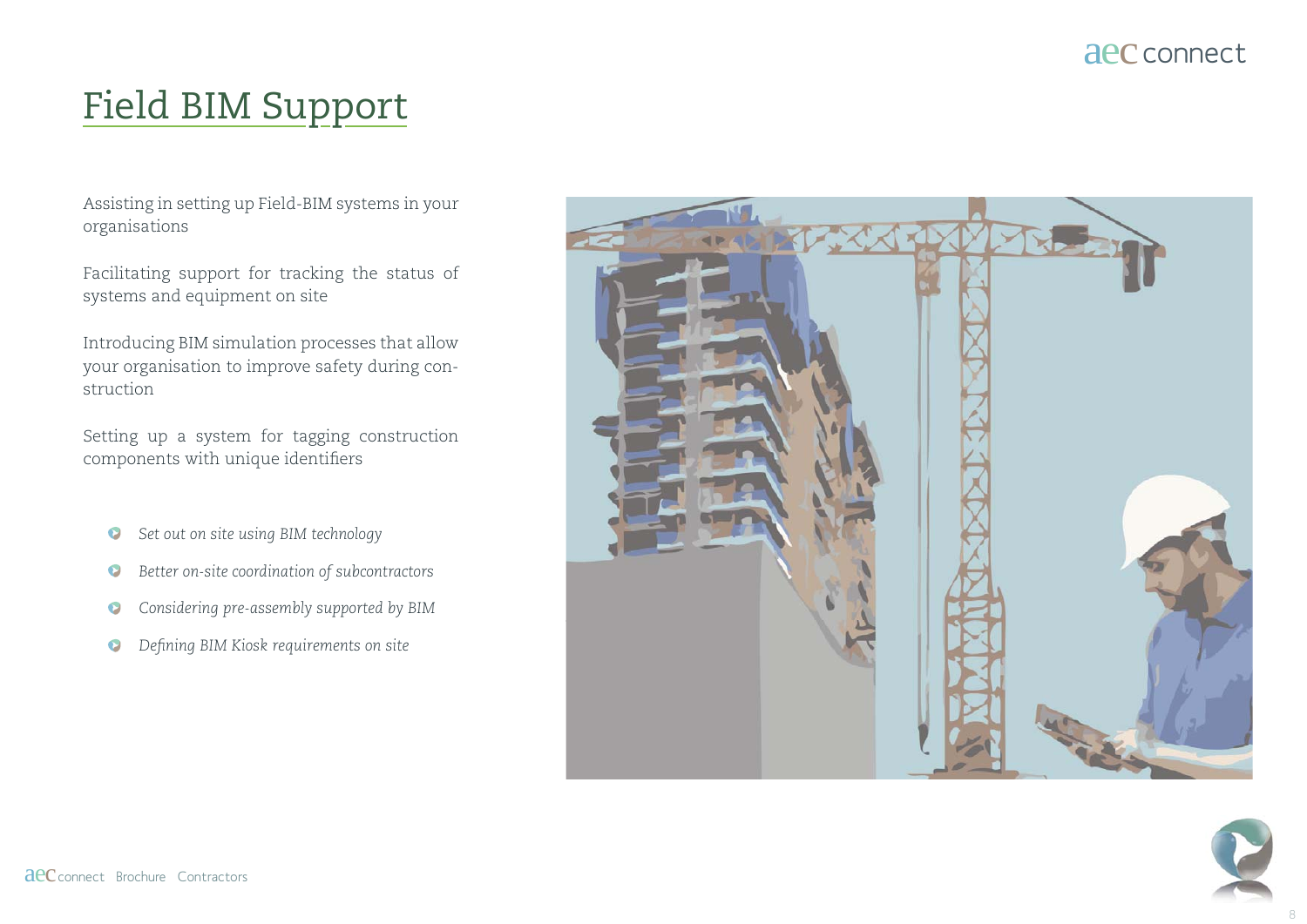# Field BIM Support

Assisting in setting up Field-BIM systems in your organisations

Facilitating support for tracking the status of systems and equipment on site

Introducing BIM simulation processes that allow your organisation to improve safety during construction

Setting up a system for tagging construction components with unique identifiers

- *Set out on site using BIM technology*
- *Better on-site coordination of subcontractors*
- *Considering pre-assembly supported by BIM*
- *Defining BIM Kiosk requirements on site*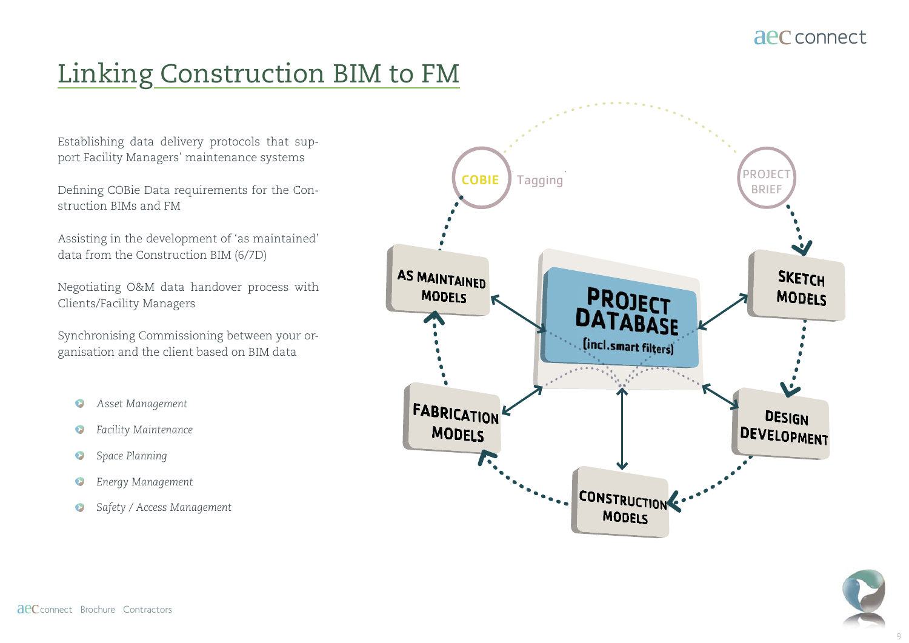# Linking Construction BIM to FM

Establishing data delivery protocols that support Facility Managers' maintenance systems

Defining COBie Data requirements for the Construction BIMs and FM

Assisting in the development of 'as maintained' data from the Construction BIM (6/7D)

Negotiating O&M data handover process with Clients/Facility Managers

Synchronising Commissioning between your organisation and the client based on BIM data

- *Asset Management*
- *Facility Maintenance*
- *Space Planning*
- *Energy Management*
- *Safety / Access Management*

COBIE Tagging

PROJECT BRIEF

SKETCH MODELS

DESIGN DEVELOPMENT

CONSTRUCTION MODELS

FABRICATION MODELS

AS MAINTAINED MODELS

PROJECT DATABASE (incl.smart filters)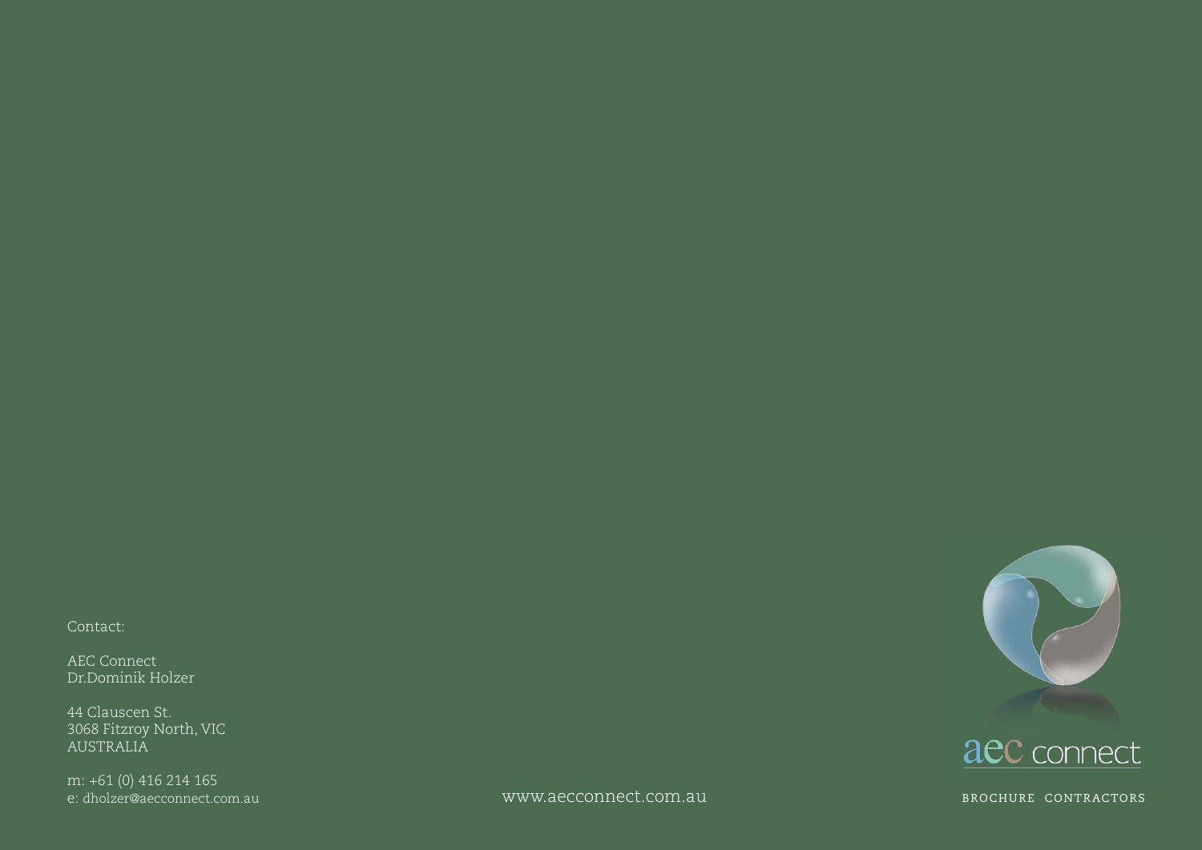Contact:

AEC Connect
Dr.Dominik Holzer

44 Clauscen St.
3068 Fitzroy North, VIC
AUSTRALIA

m: +61 (0) 416 214 165
e: dholzer@aecconnect.com.au

www.aecconnect.com.au

aec connect

BROCHURE CONTRACTORS